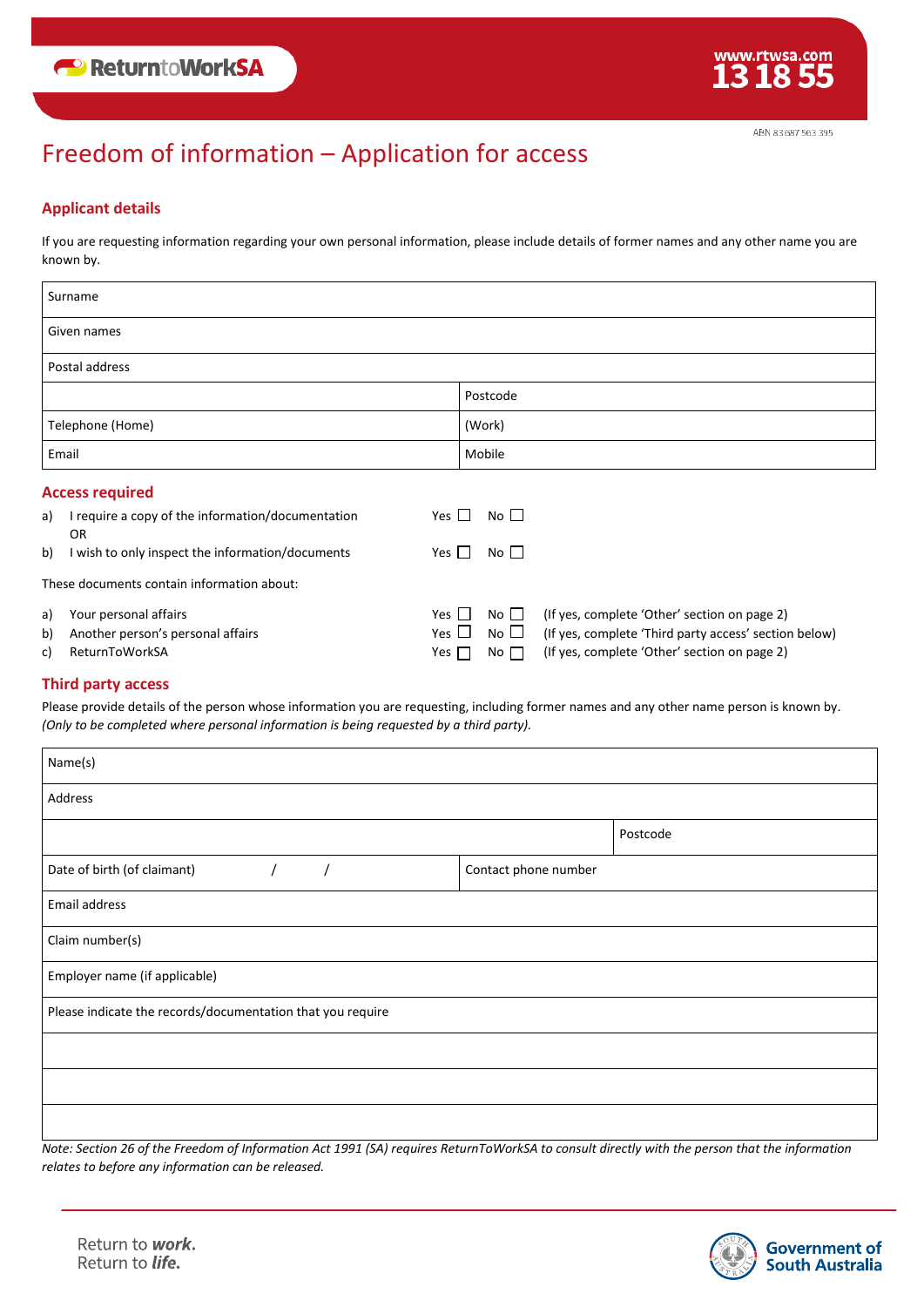ReturntoWorkSA

www.rtwsa.com
13 18 55

ABN 83 687 563 395

# Freedom of information – Application for access

## Applicant details

If you are requesting information regarding your own personal information, please include details of former names and any other name you are known by.

| Surname | |
|---|---|
| Given names | |
| Postal address | |
| | Postcode |
| Telephone (Home) | (Work) |
| Email | Mobile |

## Access required

a) I require a copy of the information/documentation — Yes ☐ No ☐
OR
b) I wish to only inspect the information/documents — Yes ☐ No ☐

These documents contain information about:

a) Your personal affairs — Yes ☐ No ☐ (If yes, complete 'Other' section on page 2)
b) Another person's personal affairs — Yes ☐ No ☐ (If yes, complete 'Third party access' section below)
c) ReturnToWorkSA — Yes ☐ No ☐ (If yes, complete 'Other' section on page 2)

## Third party access

Please provide details of the person whose information you are requesting, including former names and any other name person is known by. *(Only to be completed where personal information is being requested by a third party).*

| Name(s) | |
|---|---|
| Address | |
| | Postcode |
| Date of birth (of claimant) / / | Contact phone number |
| Email address | |
| Claim number(s) | |
| Employer name (if applicable) | |
| Please indicate the records/documentation that you require | |
| | |
| | |
| | |

*Note: Section 26 of the Freedom of Information Act 1991 (SA) requires ReturnToWorkSA to consult directly with the person that the information relates to before any information can be released.*

Return to *work.*
Return to *life.*

Government of South Australia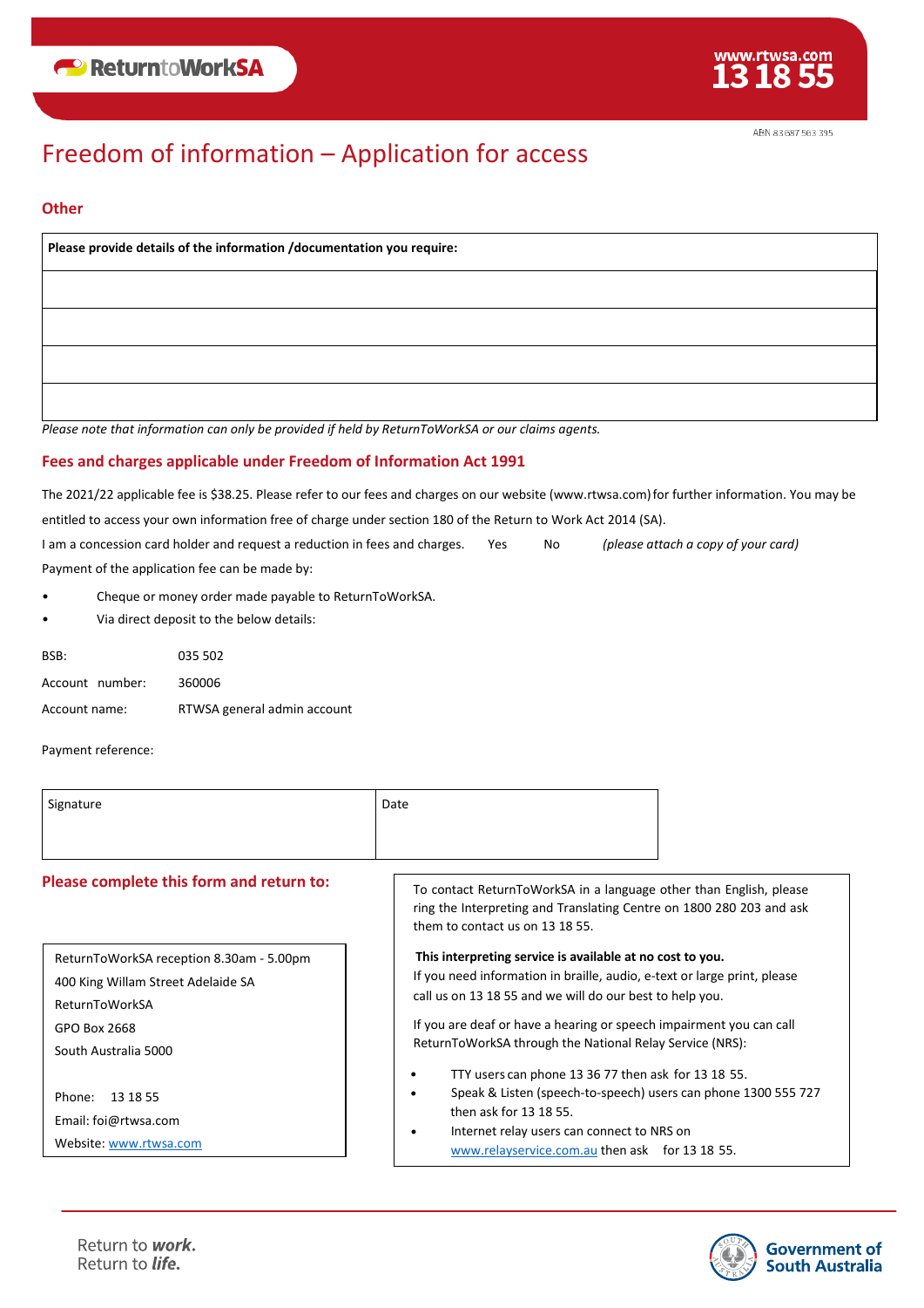# Freedom of information – Application for access

## Other

| Please provide details of the information /documentation you require: |
|---|
| |
| |
| |
| |

*Please note that information can only be provided if held by ReturnToWorkSA or our claims agents.*

## Fees and charges applicable under Freedom of Information Act 1991

The 2021/22 applicable fee is $38.25. Please refer to our fees and charges on our website (www.rtwsa.com) for further information. You may be entitled to access your own information free of charge under section 180 of the Return to Work Act 2014 (SA).

I am a concession card holder and request a reduction in fees and charges. Yes No *(please attach a copy of your card)*

Payment of the application fee can be made by:

- Cheque or money order made payable to ReturnToWorkSA.
- Via direct deposit to the below details:

BSB: 035 502

Account number: 360006

Account name: RTWSA general admin account

Payment reference:

| Signature | Date |
|---|---|
| | |

## Please complete this form and return to:

ReturnToWorkSA reception 8.30am - 5.00pm
400 King Willam Street Adelaide SA
ReturnToWorkSA
GPO Box 2668
South Australia 5000

Phone: 13 18 55
Email: foi@rtwsa.com
Website: www.rtwsa.com

To contact ReturnToWorkSA in a language other than English, please ring the Interpreting and Translating Centre on 1800 280 203 and ask them to contact us on 13 18 55.

**This interpreting service is available at no cost to you.**
If you need information in braille, audio, e-text or large print, please call us on 13 18 55 and we will do our best to help you.

If you are deaf or have a hearing or speech impairment you can call ReturnToWorkSA through the National Relay Service (NRS):

- TTY users can phone 13 36 77 then ask for 13 18 55.
- Speak & Listen (speech-to-speech) users can phone 1300 555 727 then ask for 13 18 55.
- Internet relay users can connect to NRS on www.relayservice.com.au then ask for 13 18 55.